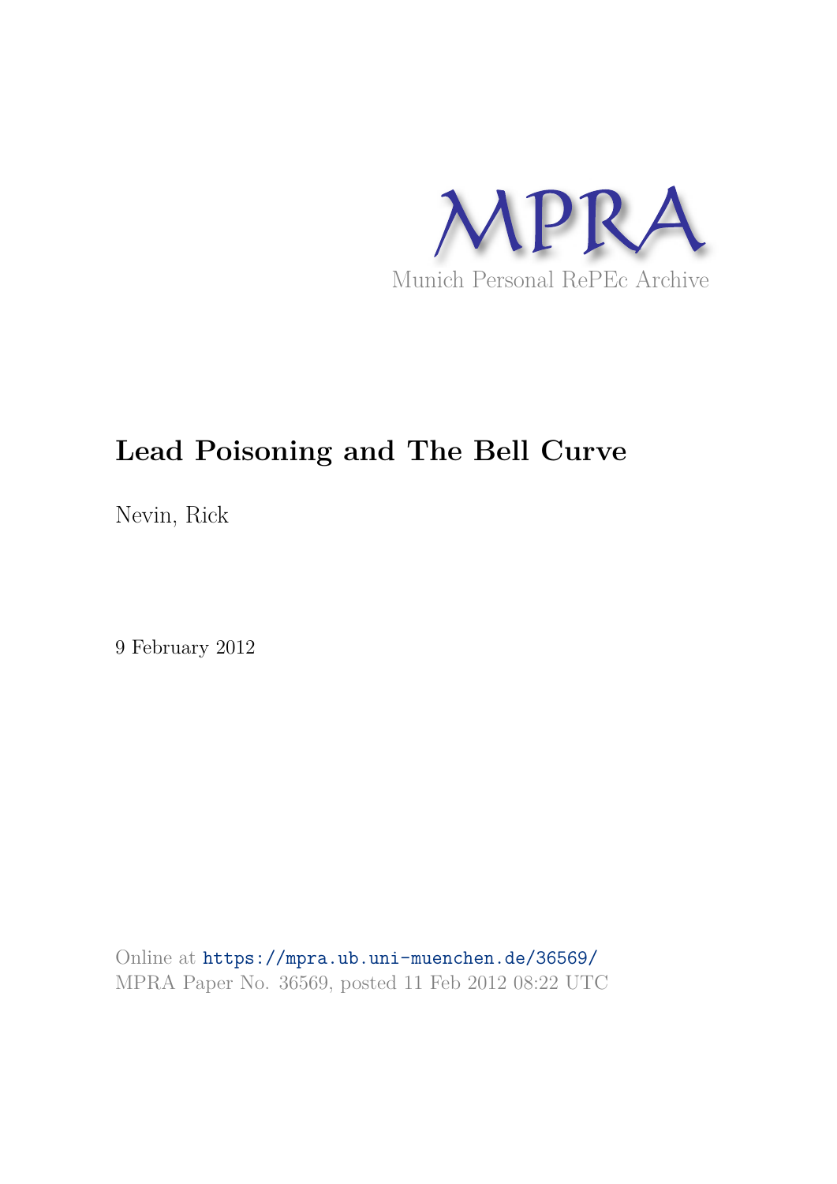MPRA

Munich Personal RePEc Archive

# Lead Poisoning and The Bell Curve

Nevin, Rick

9 February 2012

Online at https://mpra.ub.uni-muenchen.de/36569/
MPRA Paper No. 36569, posted 11 Feb 2012 08:22 UTC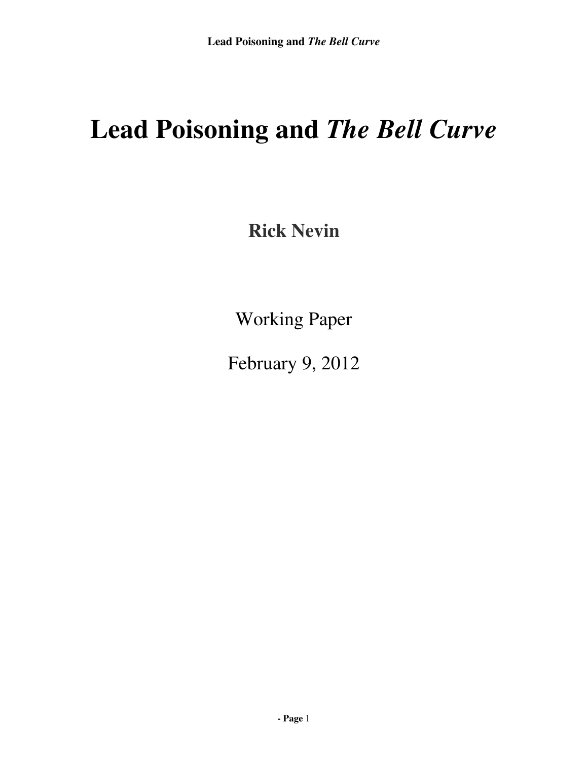# Lead Poisoning and *The Bell Curve*

**Rick Nevin**

Working Paper

February 9, 2012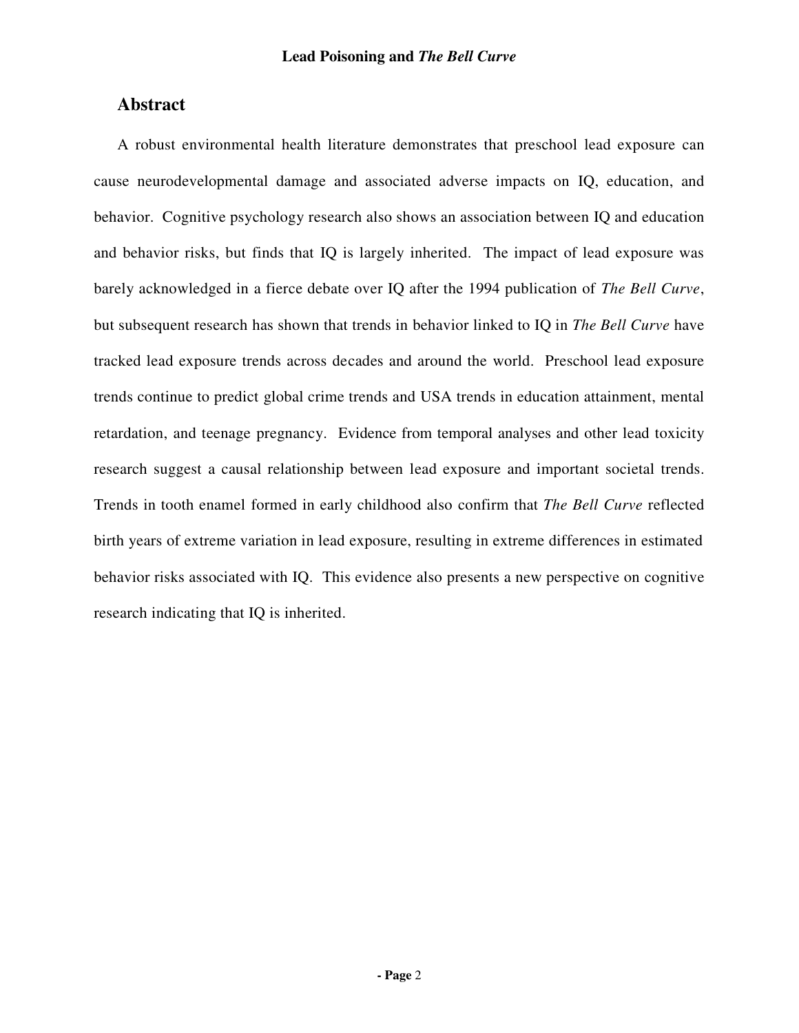## Abstract

A robust environmental health literature demonstrates that preschool lead exposure can cause neurodevelopmental damage and associated adverse impacts on IQ, education, and behavior. Cognitive psychology research also shows an association between IQ and education and behavior risks, but finds that IQ is largely inherited. The impact of lead exposure was barely acknowledged in a fierce debate over IQ after the 1994 publication of *The Bell Curve*, but subsequent research has shown that trends in behavior linked to IQ in *The Bell Curve* have tracked lead exposure trends across decades and around the world. Preschool lead exposure trends continue to predict global crime trends and USA trends in education attainment, mental retardation, and teenage pregnancy. Evidence from temporal analyses and other lead toxicity research suggest a causal relationship between lead exposure and important societal trends. Trends in tooth enamel formed in early childhood also confirm that *The Bell Curve* reflected birth years of extreme variation in lead exposure, resulting in extreme differences in estimated behavior risks associated with IQ. This evidence also presents a new perspective on cognitive research indicating that IQ is inherited.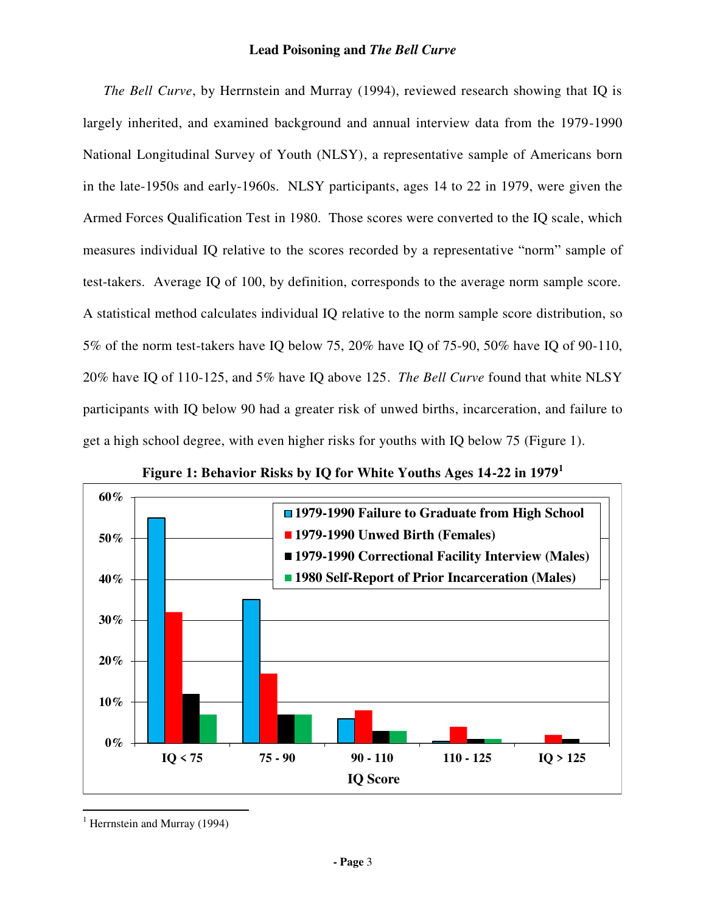**Lead Poisoning and *The Bell Curve***

*The Bell Curve*, by Herrnstein and Murray (1994), reviewed research showing that IQ is largely inherited, and examined background and annual interview data from the 1979-1990 National Longitudinal Survey of Youth (NLSY), a representative sample of Americans born in the late-1950s and early-1960s. NLSY participants, ages 14 to 22 in 1979, were given the Armed Forces Qualification Test in 1980. Those scores were converted to the IQ scale, which measures individual IQ relative to the scores recorded by a representative "norm" sample of test-takers. Average IQ of 100, by definition, corresponds to the average norm sample score. A statistical method calculates individual IQ relative to the norm sample score distribution, so 5% of the norm test-takers have IQ below 75, 20% have IQ of 75-90, 50% have IQ of 90-110, 20% have IQ of 110-125, and 5% have IQ above 125. *The Bell Curve* found that white NLSY participants with IQ below 90 had a greater risk of unwed births, incarceration, and failure to get a high school degree, with even higher risks for youths with IQ below 75 (Figure 1).

**Figure 1: Behavior Risks by IQ for White Youths Ages 14-22 in 1979**[1]

| IQ Score | 1979-1990 Failure to Graduate from High School | 1979-1990 Unwed Birth (Females) | 1979-1990 Correctional Facility Interview (Males) | 1980 Self-Report of Prior Incarceration (Males) |
|---|---|---|---|---|
| IQ < 75 | 55% | 32% | 12% | 7% |
| 75 - 90 | 35% | 17% | 7% | 7% |
| 90 - 110 | 6% | 8% | 3% | 3% |
| 110 - 125 | 0.5% | 4% | 1% | 1% |
| IQ > 125 | 0% | 2% | 1% | 0% |

[1] Herrnstein and Murray (1994)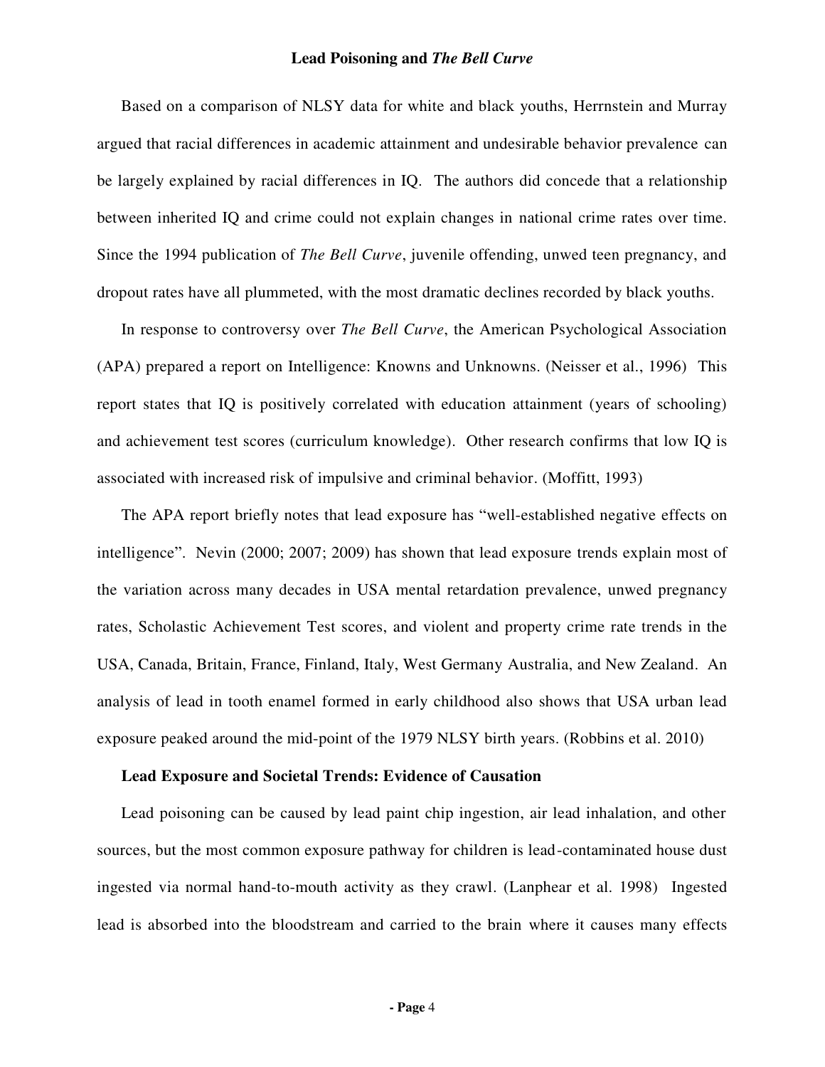Based on a comparison of NLSY data for white and black youths, Herrnstein and Murray argued that racial differences in academic attainment and undesirable behavior prevalence can be largely explained by racial differences in IQ. The authors did concede that a relationship between inherited IQ and crime could not explain changes in national crime rates over time. Since the 1994 publication of *The Bell Curve*, juvenile offending, unwed teen pregnancy, and dropout rates have all plummeted, with the most dramatic declines recorded by black youths.

In response to controversy over *The Bell Curve*, the American Psychological Association (APA) prepared a report on Intelligence: Knowns and Unknowns. (Neisser et al., 1996) This report states that IQ is positively correlated with education attainment (years of schooling) and achievement test scores (curriculum knowledge). Other research confirms that low IQ is associated with increased risk of impulsive and criminal behavior. (Moffitt, 1993)

The APA report briefly notes that lead exposure has "well-established negative effects on intelligence". Nevin (2000; 2007; 2009) has shown that lead exposure trends explain most of the variation across many decades in USA mental retardation prevalence, unwed pregnancy rates, Scholastic Achievement Test scores, and violent and property crime rate trends in the USA, Canada, Britain, France, Finland, Italy, West Germany Australia, and New Zealand. An analysis of lead in tooth enamel formed in early childhood also shows that USA urban lead exposure peaked around the mid-point of the 1979 NLSY birth years. (Robbins et al. 2010)

**Lead Exposure and Societal Trends: Evidence of Causation**

Lead poisoning can be caused by lead paint chip ingestion, air lead inhalation, and other sources, but the most common exposure pathway for children is lead-contaminated house dust ingested via normal hand-to-mouth activity as they crawl. (Lanphear et al. 1998) Ingested lead is absorbed into the bloodstream and carried to the brain where it causes many effects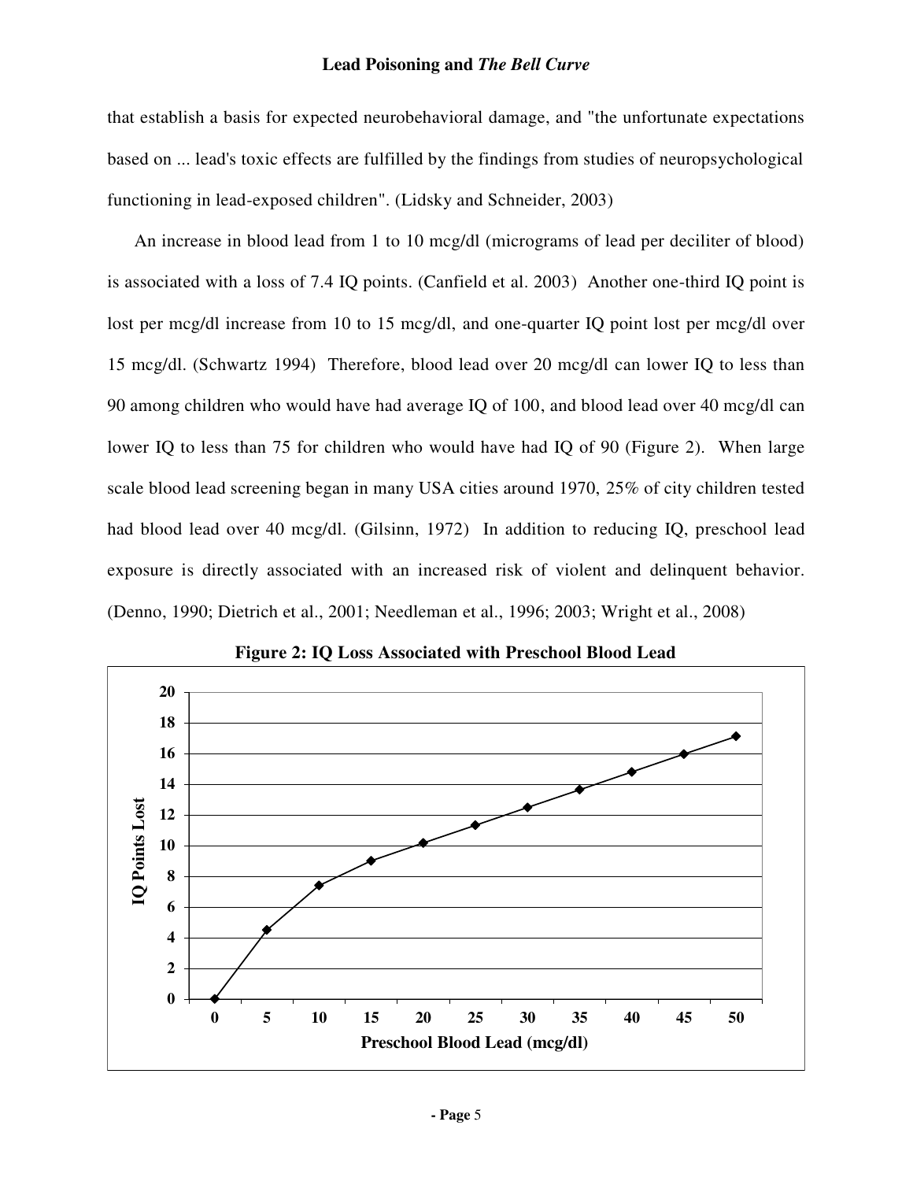that establish a basis for expected neurobehavioral damage, and "the unfortunate expectations based on ... lead's toxic effects are fulfilled by the findings from studies of neuropsychological functioning in lead-exposed children". (Lidsky and Schneider, 2003)

An increase in blood lead from 1 to 10 mcg/dl (micrograms of lead per deciliter of blood) is associated with a loss of 7.4 IQ points. (Canfield et al. 2003) Another one-third IQ point is lost per mcg/dl increase from 10 to 15 mcg/dl, and one-quarter IQ point lost per mcg/dl over 15 mcg/dl. (Schwartz 1994) Therefore, blood lead over 20 mcg/dl can lower IQ to less than 90 among children who would have had average IQ of 100, and blood lead over 40 mcg/dl can lower IQ to less than 75 for children who would have had IQ of 90 (Figure 2). When large scale blood lead screening began in many USA cities around 1970, 25% of city children tested had blood lead over 40 mcg/dl. (Gilsinn, 1972) In addition to reducing IQ, preschool lead exposure is directly associated with an increased risk of violent and delinquent behavior. (Denno, 1990; Dietrich et al., 2001; Needleman et al., 1996; 2003; Wright et al., 2008)

**Figure 2: IQ Loss Associated with Preschool Blood Lead**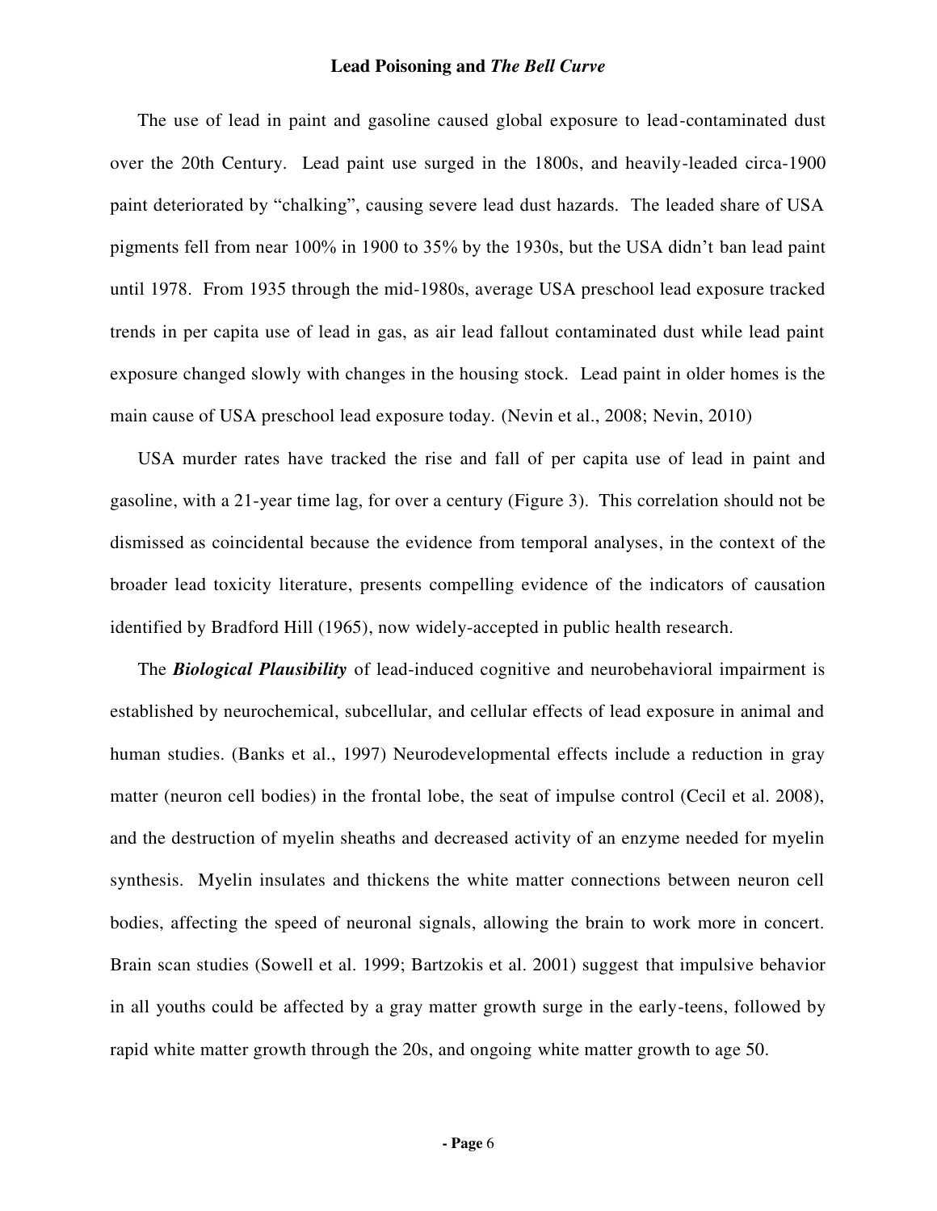The use of lead in paint and gasoline caused global exposure to lead-contaminated dust over the 20th Century. Lead paint use surged in the 1800s, and heavily-leaded circa-1900 paint deteriorated by "chalking", causing severe lead dust hazards. The leaded share of USA pigments fell from near 100% in 1900 to 35% by the 1930s, but the USA didn't ban lead paint until 1978. From 1935 through the mid-1980s, average USA preschool lead exposure tracked trends in per capita use of lead in gas, as air lead fallout contaminated dust while lead paint exposure changed slowly with changes in the housing stock. Lead paint in older homes is the main cause of USA preschool lead exposure today. (Nevin et al., 2008; Nevin, 2010)

USA murder rates have tracked the rise and fall of per capita use of lead in paint and gasoline, with a 21-year time lag, for over a century (Figure 3). This correlation should not be dismissed as coincidental because the evidence from temporal analyses, in the context of the broader lead toxicity literature, presents compelling evidence of the indicators of causation identified by Bradford Hill (1965), now widely-accepted in public health research.

The ***Biological Plausibility*** of lead-induced cognitive and neurobehavioral impairment is established by neurochemical, subcellular, and cellular effects of lead exposure in animal and human studies. (Banks et al., 1997) Neurodevelopmental effects include a reduction in gray matter (neuron cell bodies) in the frontal lobe, the seat of impulse control (Cecil et al. 2008), and the destruction of myelin sheaths and decreased activity of an enzyme needed for myelin synthesis. Myelin insulates and thickens the white matter connections between neuron cell bodies, affecting the speed of neuronal signals, allowing the brain to work more in concert. Brain scan studies (Sowell et al. 1999; Bartzokis et al. 2001) suggest that impulsive behavior in all youths could be affected by a gray matter growth surge in the early-teens, followed by rapid white matter growth through the 20s, and ongoing white matter growth to age 50.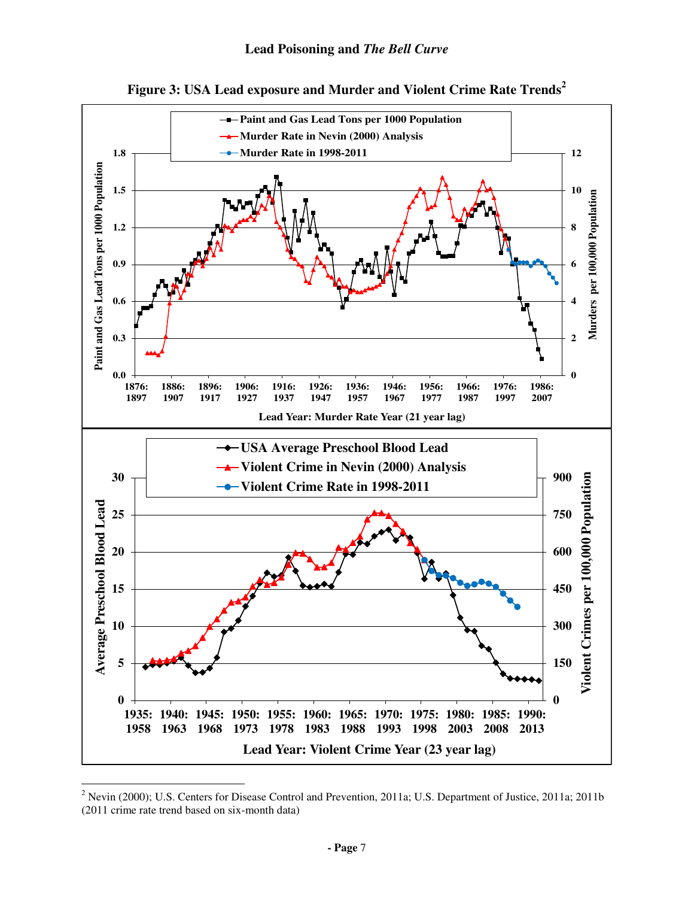**Figure 3: USA Lead exposure and Murder and Violent Crime Rate Trends**[2]

[2] Nevin (2000); U.S. Centers for Disease Control and Prevention, 2011a; U.S. Department of Justice, 2011a; 2011b (2011 crime rate trend based on six-month data)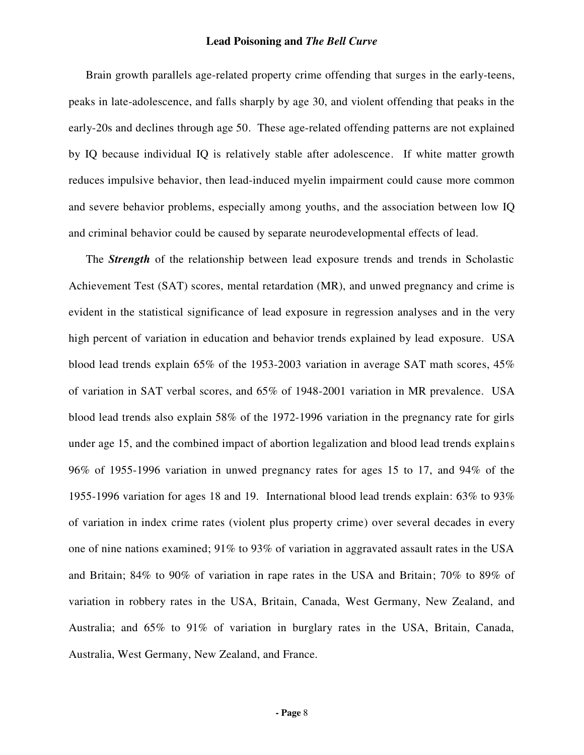Brain growth parallels age-related property crime offending that surges in the early-teens, peaks in late-adolescence, and falls sharply by age 30, and violent offending that peaks in the early-20s and declines through age 50. These age-related offending patterns are not explained by IQ because individual IQ is relatively stable after adolescence. If white matter growth reduces impulsive behavior, then lead-induced myelin impairment could cause more common and severe behavior problems, especially among youths, and the association between low IQ and criminal behavior could be caused by separate neurodevelopmental effects of lead.

The ***Strength*** of the relationship between lead exposure trends and trends in Scholastic Achievement Test (SAT) scores, mental retardation (MR), and unwed pregnancy and crime is evident in the statistical significance of lead exposure in regression analyses and in the very high percent of variation in education and behavior trends explained by lead exposure. USA blood lead trends explain 65% of the 1953-2003 variation in average SAT math scores, 45% of variation in SAT verbal scores, and 65% of 1948-2001 variation in MR prevalence. USA blood lead trends also explain 58% of the 1972-1996 variation in the pregnancy rate for girls under age 15, and the combined impact of abortion legalization and blood lead trends explains 96% of 1955-1996 variation in unwed pregnancy rates for ages 15 to 17, and 94% of the 1955-1996 variation for ages 18 and 19. International blood lead trends explain: 63% to 93% of variation in index crime rates (violent plus property crime) over several decades in every one of nine nations examined; 91% to 93% of variation in aggravated assault rates in the USA and Britain; 84% to 90% of variation in rape rates in the USA and Britain; 70% to 89% of variation in robbery rates in the USA, Britain, Canada, West Germany, New Zealand, and Australia; and 65% to 91% of variation in burglary rates in the USA, Britain, Canada, Australia, West Germany, New Zealand, and France.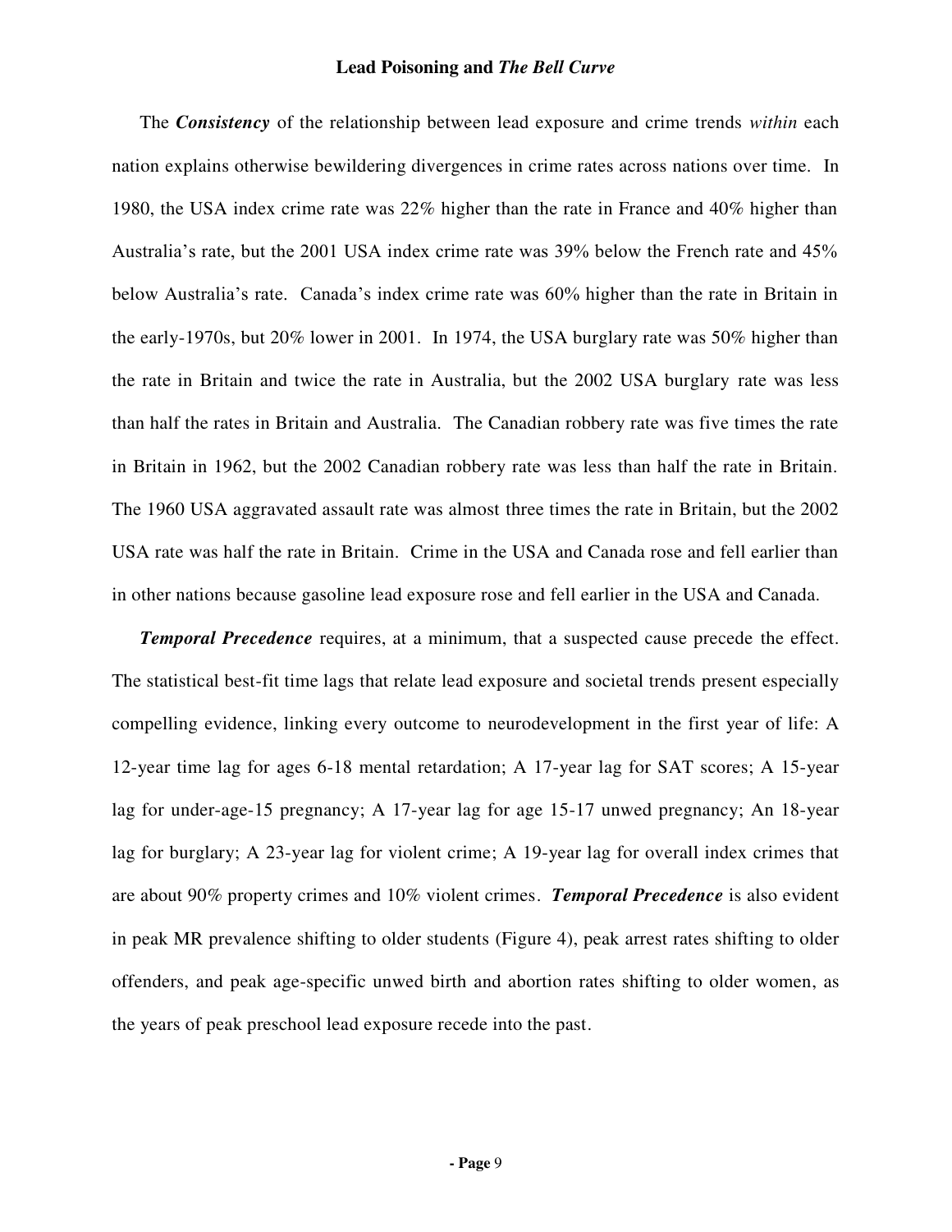The ***Consistency*** of the relationship between lead exposure and crime trends *within* each nation explains otherwise bewildering divergences in crime rates across nations over time. In 1980, the USA index crime rate was 22% higher than the rate in France and 40% higher than Australia's rate, but the 2001 USA index crime rate was 39% below the French rate and 45% below Australia's rate. Canada's index crime rate was 60% higher than the rate in Britain in the early-1970s, but 20% lower in 2001. In 1974, the USA burglary rate was 50% higher than the rate in Britain and twice the rate in Australia, but the 2002 USA burglary rate was less than half the rates in Britain and Australia. The Canadian robbery rate was five times the rate in Britain in 1962, but the 2002 Canadian robbery rate was less than half the rate in Britain. The 1960 USA aggravated assault rate was almost three times the rate in Britain, but the 2002 USA rate was half the rate in Britain. Crime in the USA and Canada rose and fell earlier than in other nations because gasoline lead exposure rose and fell earlier in the USA and Canada.

***Temporal Precedence*** requires, at a minimum, that a suspected cause precede the effect. The statistical best-fit time lags that relate lead exposure and societal trends present especially compelling evidence, linking every outcome to neurodevelopment in the first year of life: A 12-year time lag for ages 6-18 mental retardation; A 17-year lag for SAT scores; A 15-year lag for under-age-15 pregnancy; A 17-year lag for age 15-17 unwed pregnancy; An 18-year lag for burglary; A 23-year lag for violent crime; A 19-year lag for overall index crimes that are about 90% property crimes and 10% violent crimes. ***Temporal Precedence*** is also evident in peak MR prevalence shifting to older students (Figure 4), peak arrest rates shifting to older offenders, and peak age-specific unwed birth and abortion rates shifting to older women, as the years of peak preschool lead exposure recede into the past.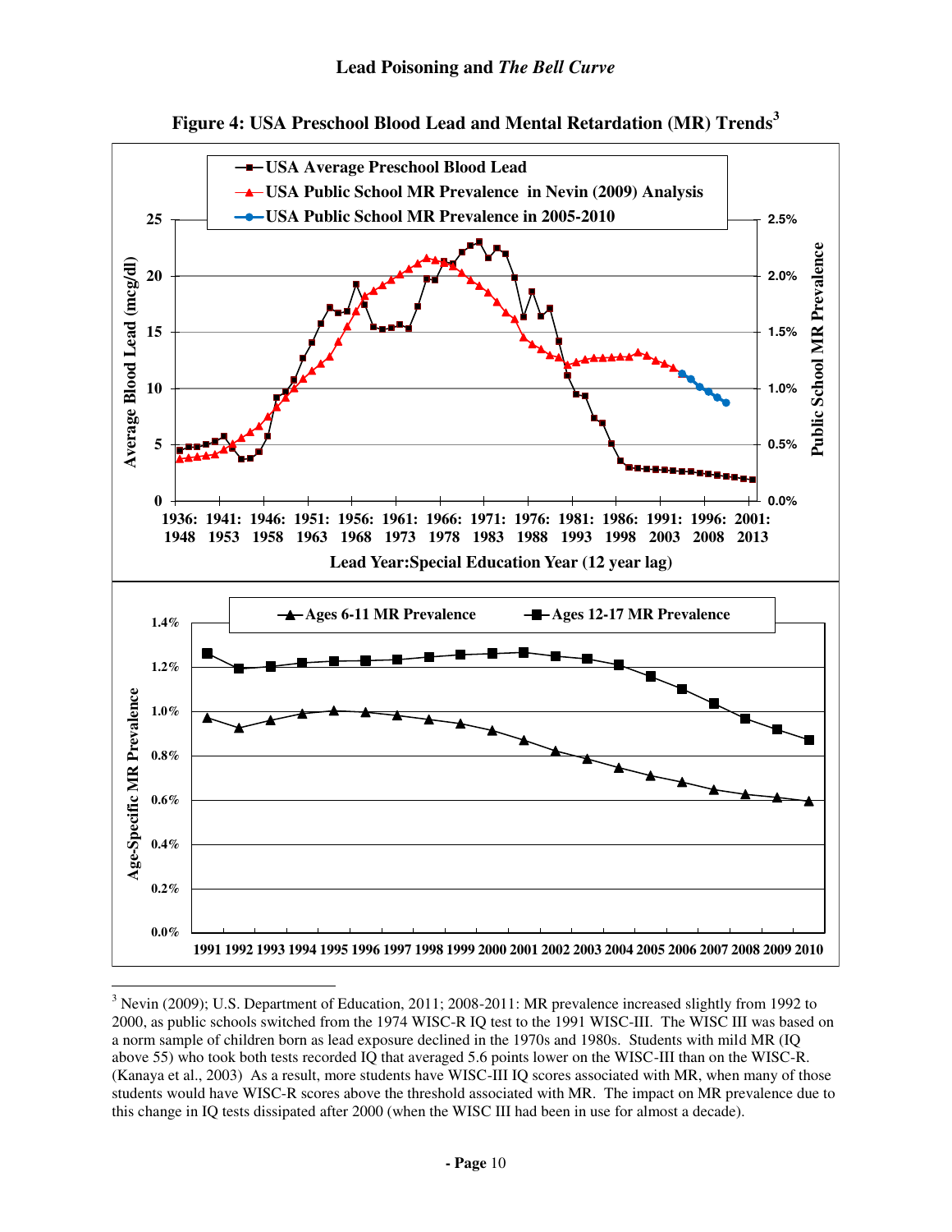**Figure 4: USA Preschool Blood Lead and Mental Retardation (MR) Trends[3]**

---

[3] Nevin (2009); U.S. Department of Education, 2011; 2008-2011: MR prevalence increased slightly from 1992 to 2000, as public schools switched from the 1974 WISC-R IQ test to the 1991 WISC-III. The WISC III was based on a norm sample of children born as lead exposure declined in the 1970s and 1980s. Students with mild MR (IQ above 55) who took both tests recorded IQ that averaged 5.6 points lower on the WISC-III than on the WISC-R. (Kanaya et al., 2003) As a result, more students have WISC-III IQ scores associated with MR, when many of those students would have WISC-R scores above the threshold associated with MR. The impact on MR prevalence due to this change in IQ tests dissipated after 2000 (when the WISC III had been in use for almost a decade).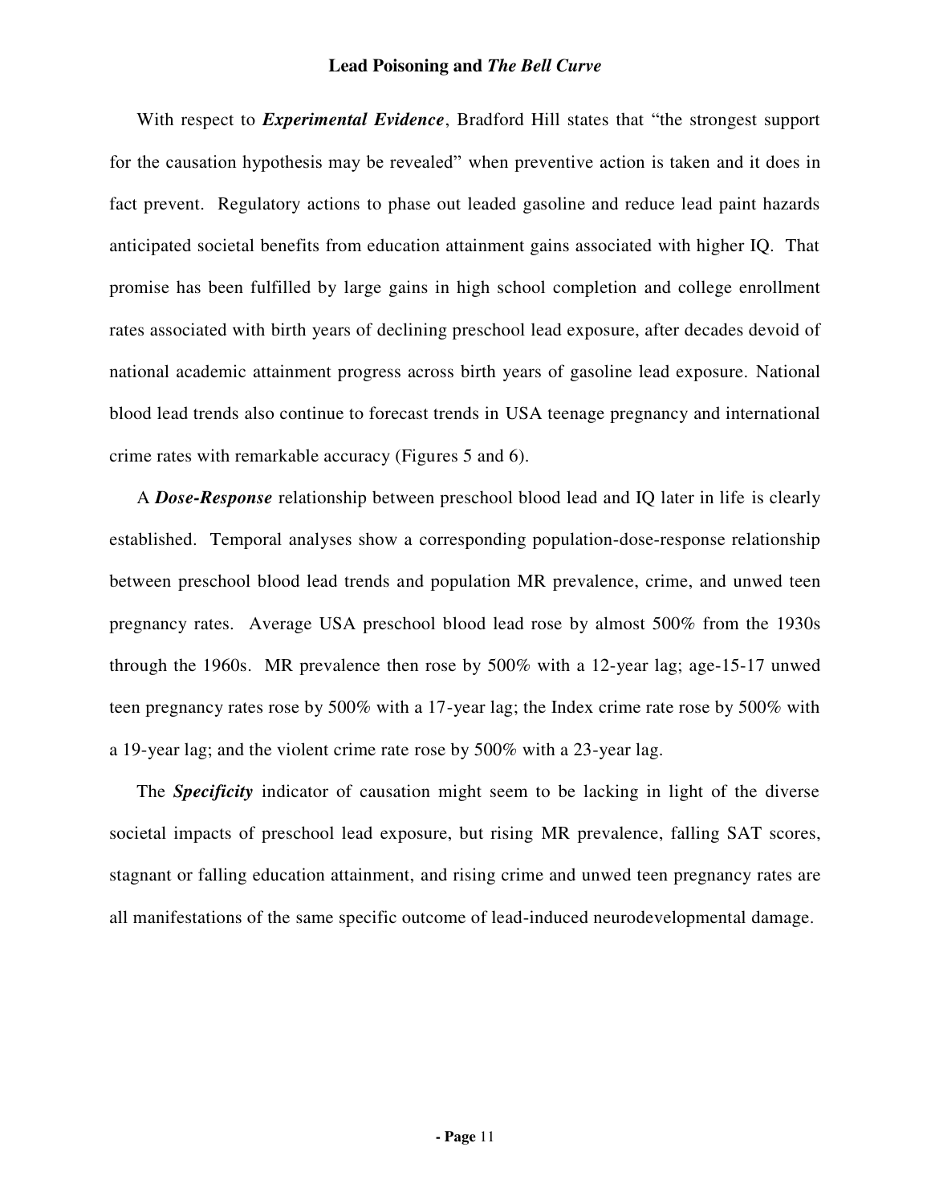With respect to ***Experimental Evidence***, Bradford Hill states that "the strongest support for the causation hypothesis may be revealed" when preventive action is taken and it does in fact prevent. Regulatory actions to phase out leaded gasoline and reduce lead paint hazards anticipated societal benefits from education attainment gains associated with higher IQ. That promise has been fulfilled by large gains in high school completion and college enrollment rates associated with birth years of declining preschool lead exposure, after decades devoid of national academic attainment progress across birth years of gasoline lead exposure. National blood lead trends also continue to forecast trends in USA teenage pregnancy and international crime rates with remarkable accuracy (Figures 5 and 6).

A ***Dose-Response*** relationship between preschool blood lead and IQ later in life is clearly established. Temporal analyses show a corresponding population-dose-response relationship between preschool blood lead trends and population MR prevalence, crime, and unwed teen pregnancy rates. Average USA preschool blood lead rose by almost 500% from the 1930s through the 1960s. MR prevalence then rose by 500% with a 12-year lag; age-15-17 unwed teen pregnancy rates rose by 500% with a 17-year lag; the Index crime rate rose by 500% with a 19-year lag; and the violent crime rate rose by 500% with a 23-year lag.

The ***Specificity*** indicator of causation might seem to be lacking in light of the diverse societal impacts of preschool lead exposure, but rising MR prevalence, falling SAT scores, stagnant or falling education attainment, and rising crime and unwed teen pregnancy rates are all manifestations of the same specific outcome of lead-induced neurodevelopmental damage.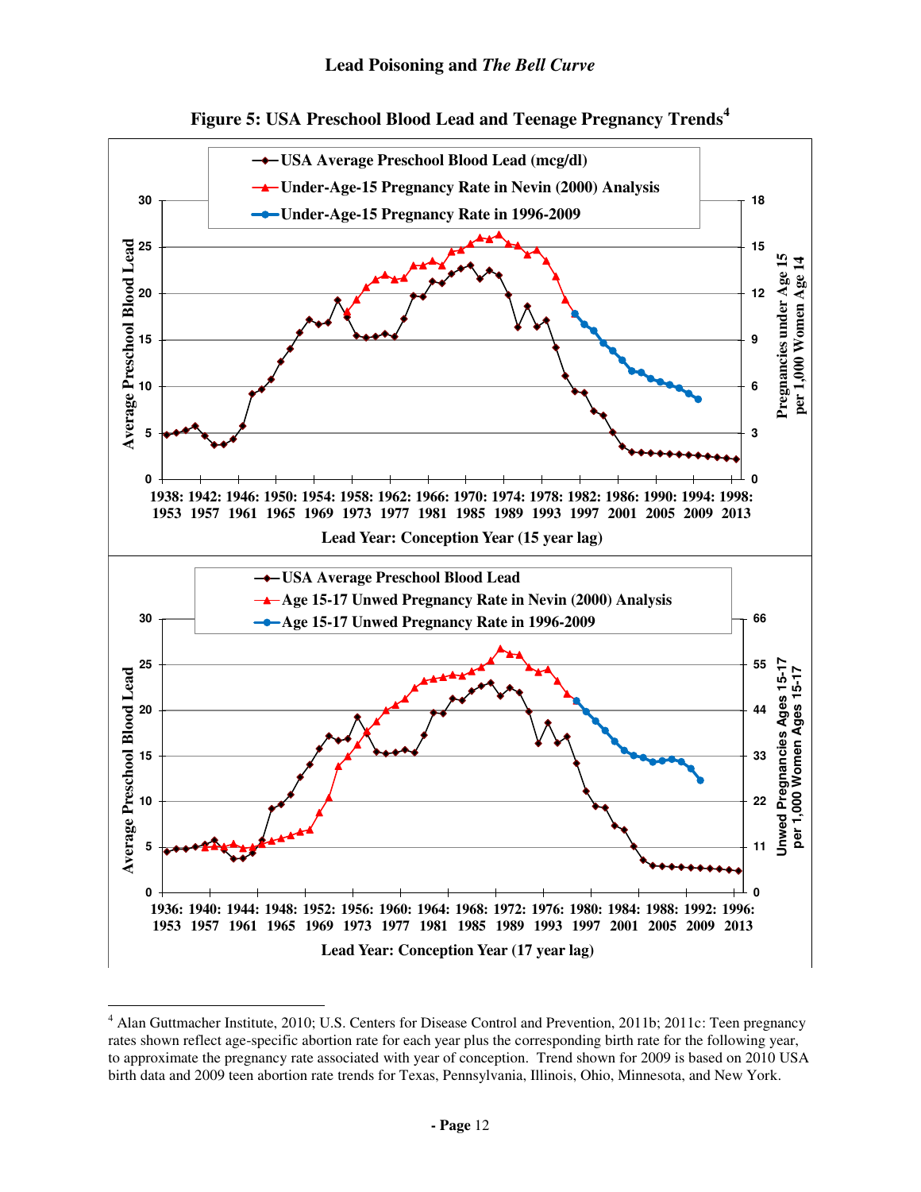**Figure 5: USA Preschool Blood Lead and Teenage Pregnancy Trends**[4]

---

[4] Alan Guttmacher Institute, 2010; U.S. Centers for Disease Control and Prevention, 2011b; 2011c: Teen pregnancy rates shown reflect age-specific abortion rate for each year plus the corresponding birth rate for the following year, to approximate the pregnancy rate associated with year of conception. Trend shown for 2009 is based on 2010 USA birth data and 2009 teen abortion rate trends for Texas, Pennsylvania, Illinois, Ohio, Minnesota, and New York.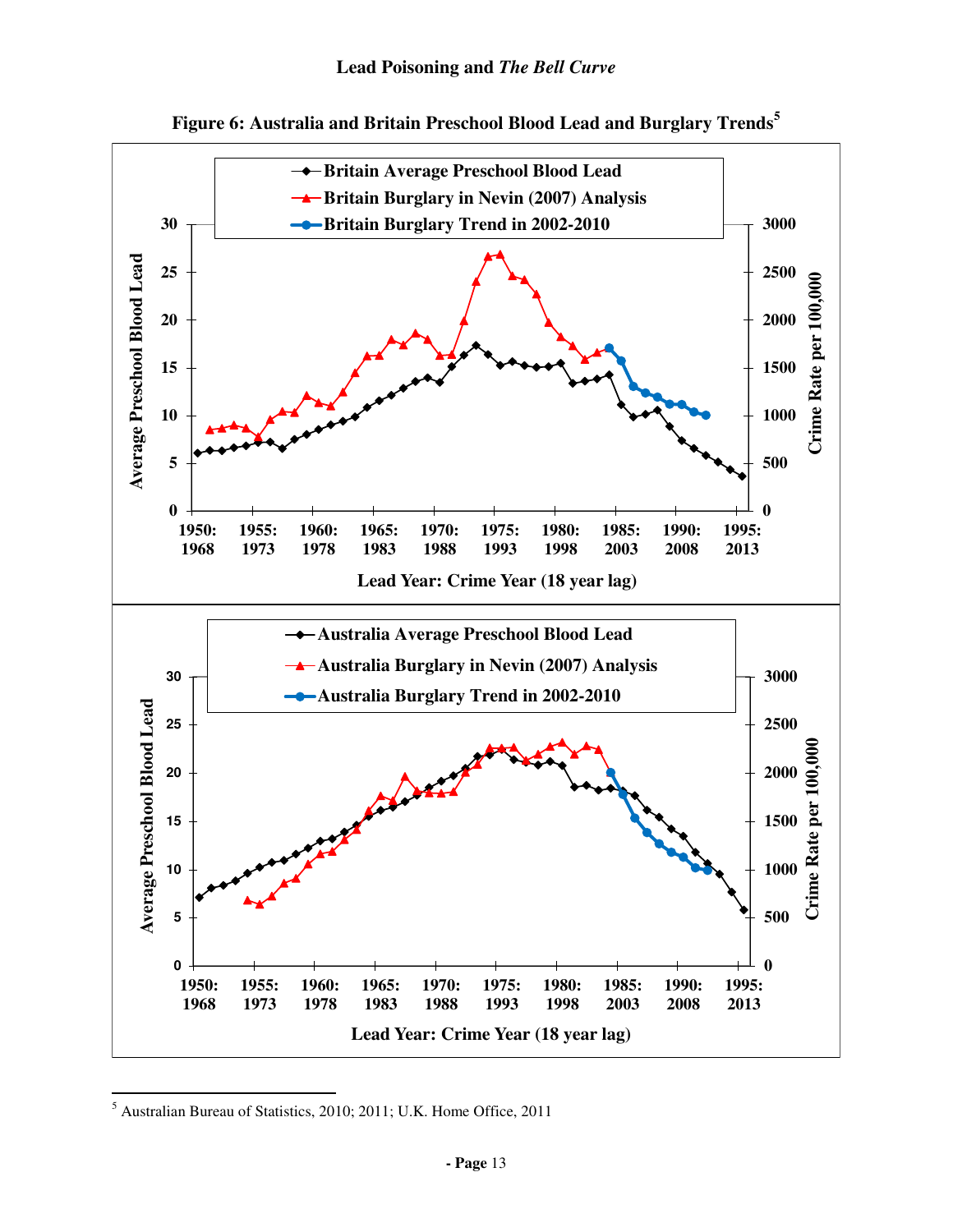**Figure 6: Australia and Britain Preschool Blood Lead and Burglary Trends**[5]

[5] Australian Bureau of Statistics, 2010; 2011; U.K. Home Office, 2011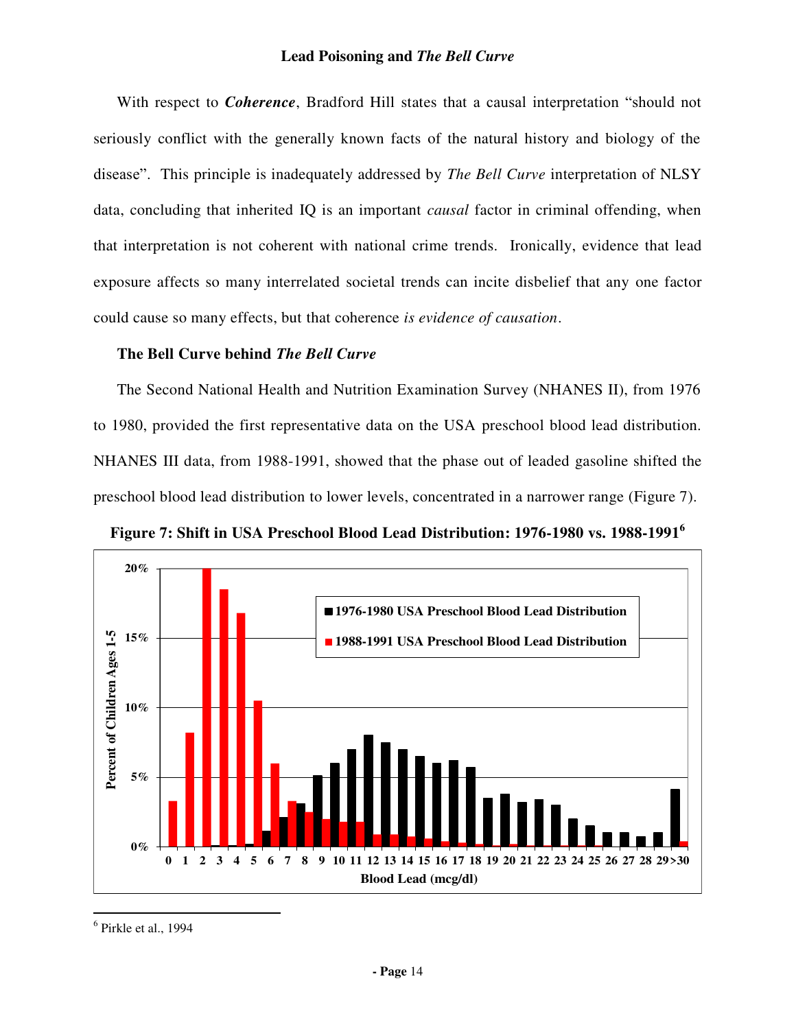With respect to ***Coherence***, Bradford Hill states that a causal interpretation "should not seriously conflict with the generally known facts of the natural history and biology of the disease". This principle is inadequately addressed by *The Bell Curve* interpretation of NLSY data, concluding that inherited IQ is an important *causal* factor in criminal offending, when that interpretation is not coherent with national crime trends. Ironically, evidence that lead exposure affects so many interrelated societal trends can incite disbelief that any one factor could cause so many effects, but that coherence *is evidence of causation*.

### The Bell Curve behind *The Bell Curve*

The Second National Health and Nutrition Examination Survey (NHANES II), from 1976 to 1980, provided the first representative data on the USA preschool blood lead distribution. NHANES III data, from 1988-1991, showed that the phase out of leaded gasoline shifted the preschool blood lead distribution to lower levels, concentrated in a narrower range (Figure 7).

**Figure 7: Shift in USA Preschool Blood Lead Distribution: 1976-1980 vs. 1988-1991[6]**

---

[6] Pirkle et al., 1994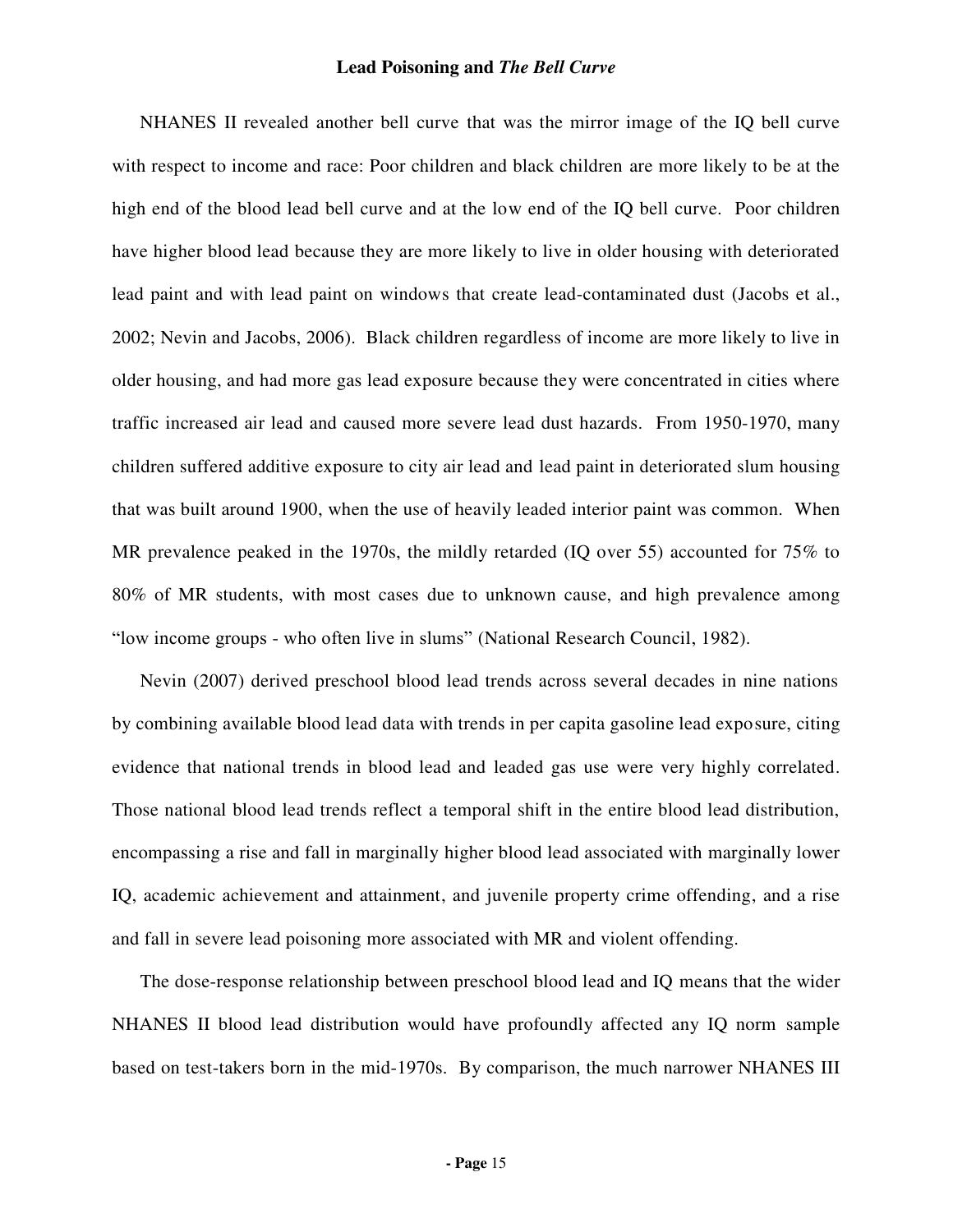NHANES II revealed another bell curve that was the mirror image of the IQ bell curve with respect to income and race: Poor children and black children are more likely to be at the high end of the blood lead bell curve and at the low end of the IQ bell curve. Poor children have higher blood lead because they are more likely to live in older housing with deteriorated lead paint and with lead paint on windows that create lead-contaminated dust (Jacobs et al., 2002; Nevin and Jacobs, 2006). Black children regardless of income are more likely to live in older housing, and had more gas lead exposure because they were concentrated in cities where traffic increased air lead and caused more severe lead dust hazards. From 1950-1970, many children suffered additive exposure to city air lead and lead paint in deteriorated slum housing that was built around 1900, when the use of heavily leaded interior paint was common. When MR prevalence peaked in the 1970s, the mildly retarded (IQ over 55) accounted for 75% to 80% of MR students, with most cases due to unknown cause, and high prevalence among "low income groups - who often live in slums" (National Research Council, 1982).

Nevin (2007) derived preschool blood lead trends across several decades in nine nations by combining available blood lead data with trends in per capita gasoline lead exposure, citing evidence that national trends in blood lead and leaded gas use were very highly correlated. Those national blood lead trends reflect a temporal shift in the entire blood lead distribution, encompassing a rise and fall in marginally higher blood lead associated with marginally lower IQ, academic achievement and attainment, and juvenile property crime offending, and a rise and fall in severe lead poisoning more associated with MR and violent offending.

The dose-response relationship between preschool blood lead and IQ means that the wider NHANES II blood lead distribution would have profoundly affected any IQ norm sample based on test-takers born in the mid-1970s. By comparison, the much narrower NHANES III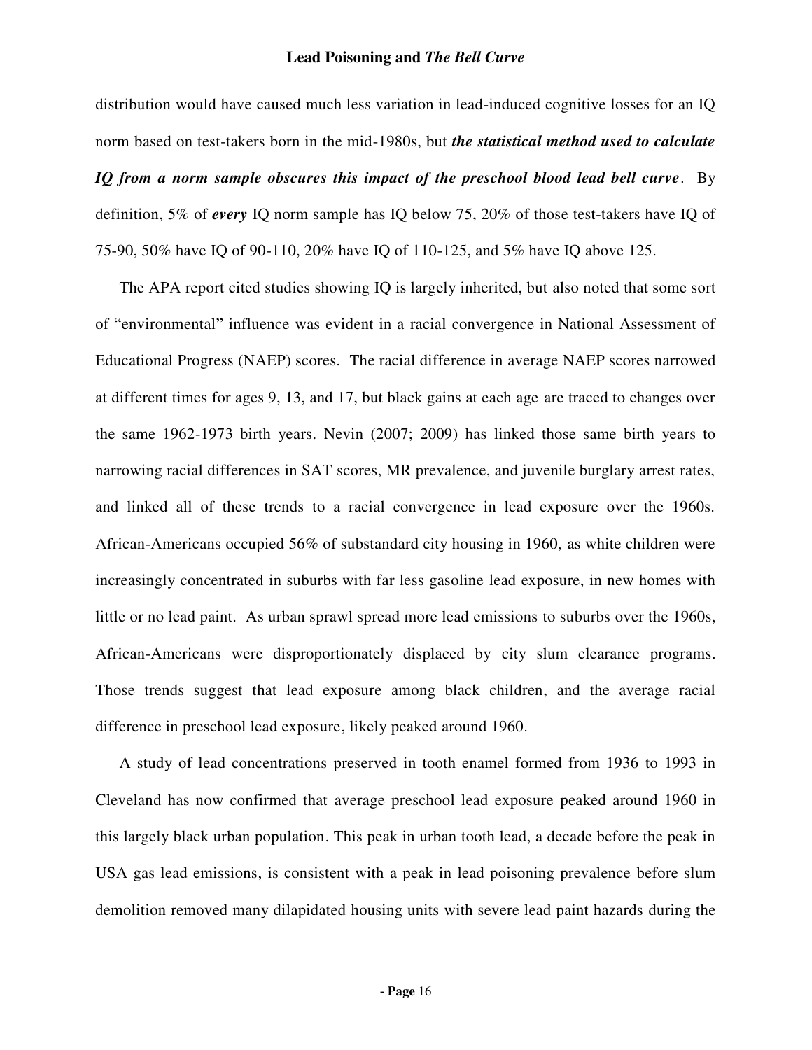distribution would have caused much less variation in lead-induced cognitive losses for an IQ norm based on test-takers born in the mid-1980s, but ***the statistical method used to calculate IQ from a norm sample obscures this impact of the preschool blood lead bell curve***. By definition, 5% of ***every*** IQ norm sample has IQ below 75, 20% of those test-takers have IQ of 75-90, 50% have IQ of 90-110, 20% have IQ of 110-125, and 5% have IQ above 125.

The APA report cited studies showing IQ is largely inherited, but also noted that some sort of "environmental" influence was evident in a racial convergence in National Assessment of Educational Progress (NAEP) scores. The racial difference in average NAEP scores narrowed at different times for ages 9, 13, and 17, but black gains at each age are traced to changes over the same 1962-1973 birth years. Nevin (2007; 2009) has linked those same birth years to narrowing racial differences in SAT scores, MR prevalence, and juvenile burglary arrest rates, and linked all of these trends to a racial convergence in lead exposure over the 1960s. African-Americans occupied 56% of substandard city housing in 1960, as white children were increasingly concentrated in suburbs with far less gasoline lead exposure, in new homes with little or no lead paint. As urban sprawl spread more lead emissions to suburbs over the 1960s, African-Americans were disproportionately displaced by city slum clearance programs. Those trends suggest that lead exposure among black children, and the average racial difference in preschool lead exposure, likely peaked around 1960.

A study of lead concentrations preserved in tooth enamel formed from 1936 to 1993 in Cleveland has now confirmed that average preschool lead exposure peaked around 1960 in this largely black urban population. This peak in urban tooth lead, a decade before the peak in USA gas lead emissions, is consistent with a peak in lead poisoning prevalence before slum demolition removed many dilapidated housing units with severe lead paint hazards during the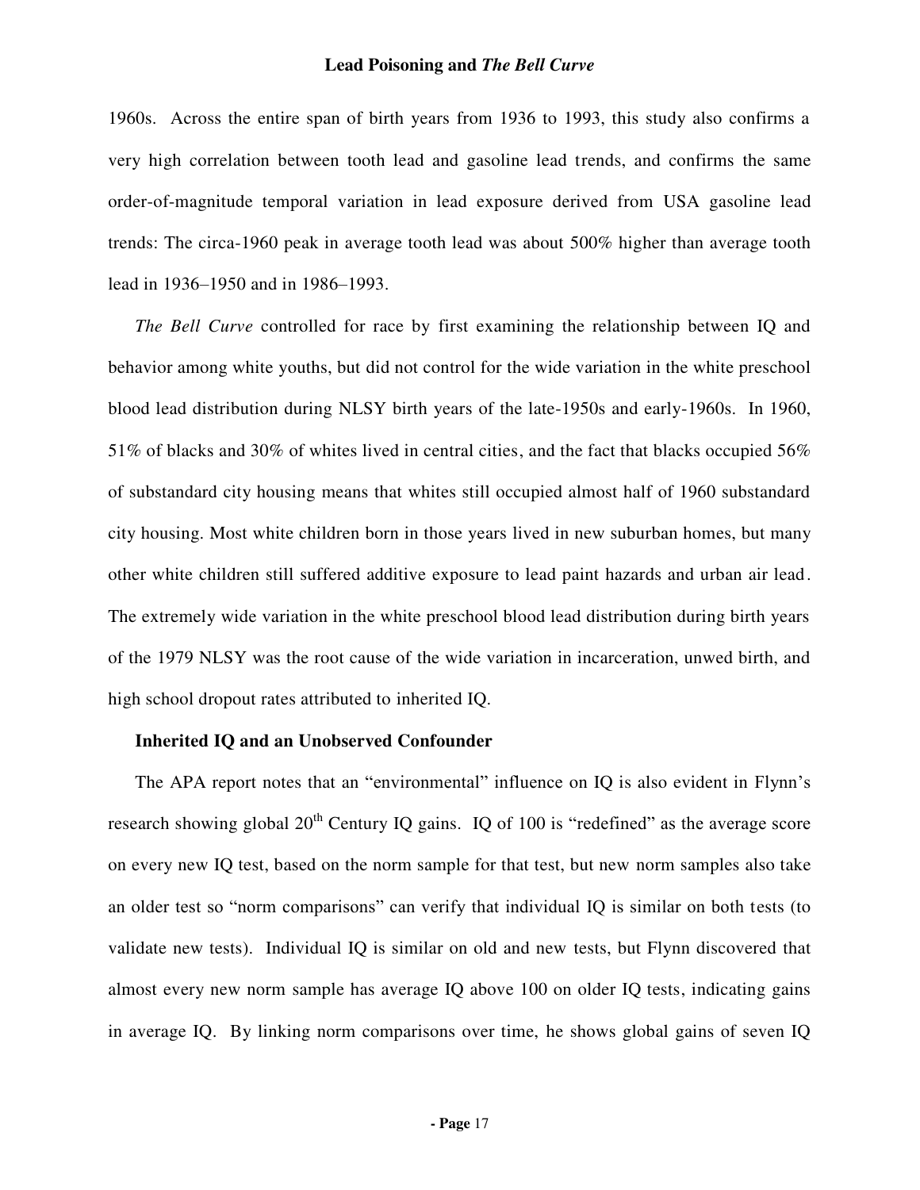1960s. Across the entire span of birth years from 1936 to 1993, this study also confirms a very high correlation between tooth lead and gasoline lead trends, and confirms the same order-of-magnitude temporal variation in lead exposure derived from USA gasoline lead trends: The circa-1960 peak in average tooth lead was about 500% higher than average tooth lead in 1936–1950 and in 1986–1993.

*The Bell Curve* controlled for race by first examining the relationship between IQ and behavior among white youths, but did not control for the wide variation in the white preschool blood lead distribution during NLSY birth years of the late-1950s and early-1960s. In 1960, 51% of blacks and 30% of whites lived in central cities, and the fact that blacks occupied 56% of substandard city housing means that whites still occupied almost half of 1960 substandard city housing. Most white children born in those years lived in new suburban homes, but many other white children still suffered additive exposure to lead paint hazards and urban air lead. The extremely wide variation in the white preschool blood lead distribution during birth years of the 1979 NLSY was the root cause of the wide variation in incarceration, unwed birth, and high school dropout rates attributed to inherited IQ.

### Inherited IQ and an Unobserved Confounder

The APA report notes that an "environmental" influence on IQ is also evident in Flynn's research showing global 20th Century IQ gains. IQ of 100 is "redefined" as the average score on every new IQ test, based on the norm sample for that test, but new norm samples also take an older test so "norm comparisons" can verify that individual IQ is similar on both tests (to validate new tests). Individual IQ is similar on old and new tests, but Flynn discovered that almost every new norm sample has average IQ above 100 on older IQ tests, indicating gains in average IQ. By linking norm comparisons over time, he shows global gains of seven IQ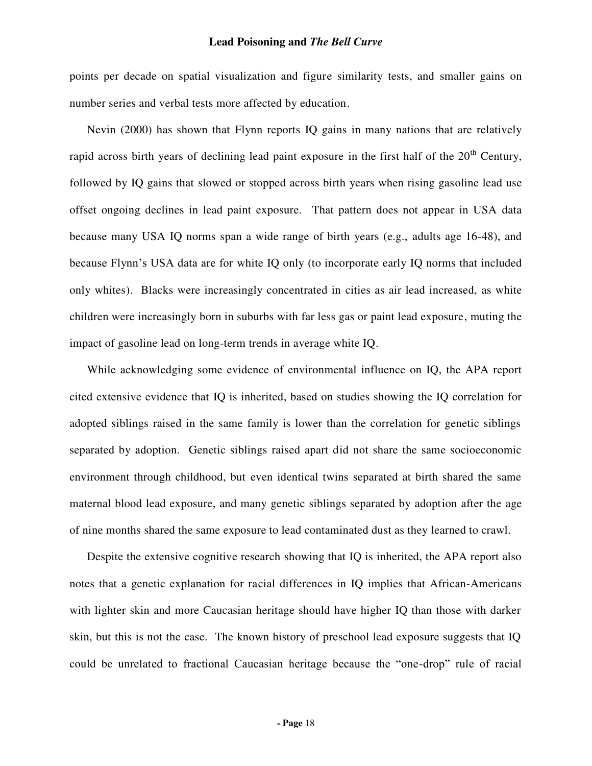points per decade on spatial visualization and figure similarity tests, and smaller gains on number series and verbal tests more affected by education.

Nevin (2000) has shown that Flynn reports IQ gains in many nations that are relatively rapid across birth years of declining lead paint exposure in the first half of the 20th Century, followed by IQ gains that slowed or stopped across birth years when rising gasoline lead use offset ongoing declines in lead paint exposure. That pattern does not appear in USA data because many USA IQ norms span a wide range of birth years (e.g., adults age 16-48), and because Flynn's USA data are for white IQ only (to incorporate early IQ norms that included only whites). Blacks were increasingly concentrated in cities as air lead increased, as white children were increasingly born in suburbs with far less gas or paint lead exposure, muting the impact of gasoline lead on long-term trends in average white IQ.

While acknowledging some evidence of environmental influence on IQ, the APA report cited extensive evidence that IQ is inherited, based on studies showing the IQ correlation for adopted siblings raised in the same family is lower than the correlation for genetic siblings separated by adoption. Genetic siblings raised apart did not share the same socioeconomic environment through childhood, but even identical twins separated at birth shared the same maternal blood lead exposure, and many genetic siblings separated by adoption after the age of nine months shared the same exposure to lead contaminated dust as they learned to crawl.

Despite the extensive cognitive research showing that IQ is inherited, the APA report also notes that a genetic explanation for racial differences in IQ implies that African-Americans with lighter skin and more Caucasian heritage should have higher IQ than those with darker skin, but this is not the case. The known history of preschool lead exposure suggests that IQ could be unrelated to fractional Caucasian heritage because the "one-drop" rule of racial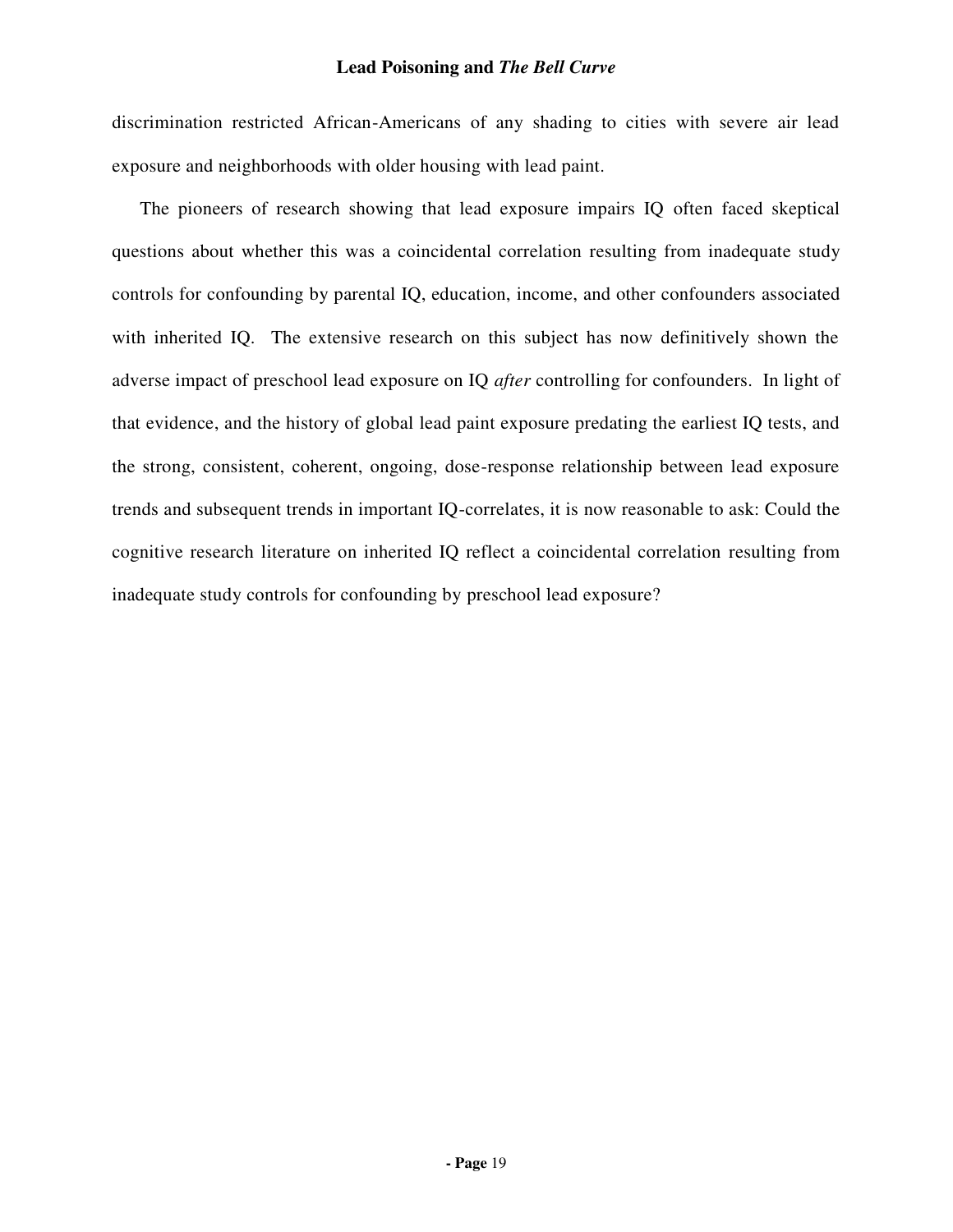discrimination restricted African-Americans of any shading to cities with severe air lead exposure and neighborhoods with older housing with lead paint.

The pioneers of research showing that lead exposure impairs IQ often faced skeptical questions about whether this was a coincidental correlation resulting from inadequate study controls for confounding by parental IQ, education, income, and other confounders associated with inherited IQ. The extensive research on this subject has now definitively shown the adverse impact of preschool lead exposure on IQ *after* controlling for confounders. In light of that evidence, and the history of global lead paint exposure predating the earliest IQ tests, and the strong, consistent, coherent, ongoing, dose-response relationship between lead exposure trends and subsequent trends in important IQ-correlates, it is now reasonable to ask: Could the cognitive research literature on inherited IQ reflect a coincidental correlation resulting from inadequate study controls for confounding by preschool lead exposure?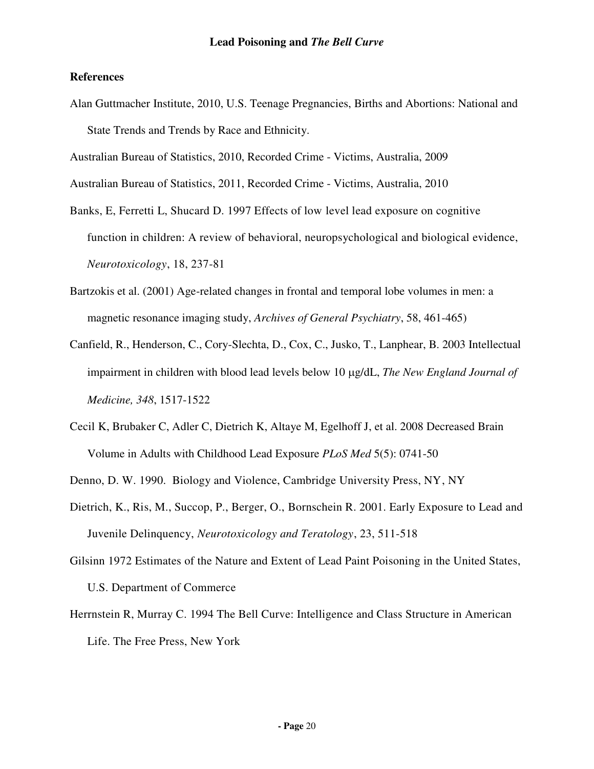## References

Alan Guttmacher Institute, 2010, U.S. Teenage Pregnancies, Births and Abortions: National and State Trends and Trends by Race and Ethnicity.

Australian Bureau of Statistics, 2010, Recorded Crime - Victims, Australia, 2009

Australian Bureau of Statistics, 2011, Recorded Crime - Victims, Australia, 2010

Banks, E, Ferretti L, Shucard D. 1997 Effects of low level lead exposure on cognitive function in children: A review of behavioral, neuropsychological and biological evidence, *Neurotoxicology*, 18, 237-81

Bartzokis et al. (2001) Age-related changes in frontal and temporal lobe volumes in men: a magnetic resonance imaging study, *Archives of General Psychiatry*, 58, 461-465)

Canfield, R., Henderson, C., Cory-Slechta, D., Cox, C., Jusko, T., Lanphear, B. 2003 Intellectual impairment in children with blood lead levels below 10 µg/dL, *The New England Journal of Medicine, 348*, 1517-1522

Cecil K, Brubaker C, Adler C, Dietrich K, Altaye M, Egelhoff J, et al. 2008 Decreased Brain Volume in Adults with Childhood Lead Exposure *PLoS Med* 5(5): 0741-50

Denno, D. W. 1990. Biology and Violence, Cambridge University Press, NY, NY

Dietrich, K., Ris, M., Succop, P., Berger, O., Bornschein R. 2001. Early Exposure to Lead and Juvenile Delinquency, *Neurotoxicology and Teratology*, 23, 511-518

Gilsinn 1972 Estimates of the Nature and Extent of Lead Paint Poisoning in the United States, U.S. Department of Commerce

Herrnstein R, Murray C. 1994 The Bell Curve: Intelligence and Class Structure in American Life. The Free Press, New York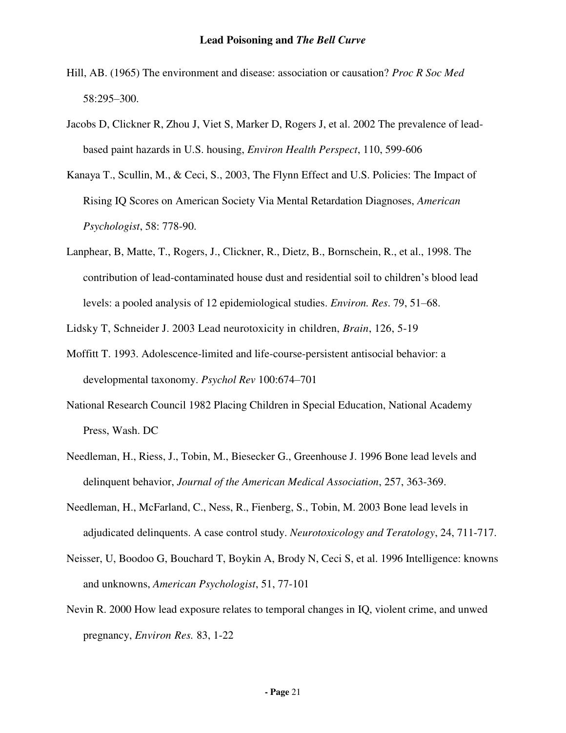Hill, AB. (1965) The environment and disease: association or causation? *Proc R Soc Med* 58:295–300.

Jacobs D, Clickner R, Zhou J, Viet S, Marker D, Rogers J, et al. 2002 The prevalence of lead-based paint hazards in U.S. housing, *Environ Health Perspect*, 110, 599-606

Kanaya T., Scullin, M., & Ceci, S., 2003, The Flynn Effect and U.S. Policies: The Impact of Rising IQ Scores on American Society Via Mental Retardation Diagnoses, *American Psychologist*, 58: 778-90.

Lanphear, B, Matte, T., Rogers, J., Clickner, R., Dietz, B., Bornschein, R., et al., 1998. The contribution of lead-contaminated house dust and residential soil to children's blood lead levels: a pooled analysis of 12 epidemiological studies. *Environ. Res*. 79, 51–68.

Lidsky T, Schneider J. 2003 Lead neurotoxicity in children, *Brain*, 126, 5-19

Moffitt T. 1993. Adolescence-limited and life-course-persistent antisocial behavior: a developmental taxonomy. *Psychol Rev* 100:674–701

National Research Council 1982 Placing Children in Special Education, National Academy Press, Wash. DC

Needleman, H., Riess, J., Tobin, M., Biesecker G., Greenhouse J. 1996 Bone lead levels and delinquent behavior, *Journal of the American Medical Association*, 257, 363-369.

Needleman, H., McFarland, C., Ness, R., Fienberg, S., Tobin, M. 2003 Bone lead levels in adjudicated delinquents. A case control study. *Neurotoxicology and Teratology*, 24, 711-717.

Neisser, U, Boodoo G, Bouchard T, Boykin A, Brody N, Ceci S, et al. 1996 Intelligence: knowns and unknowns, *American Psychologist*, 51, 77-101

Nevin R. 2000 How lead exposure relates to temporal changes in IQ, violent crime, and unwed pregnancy, *Environ Res.* 83, 1-22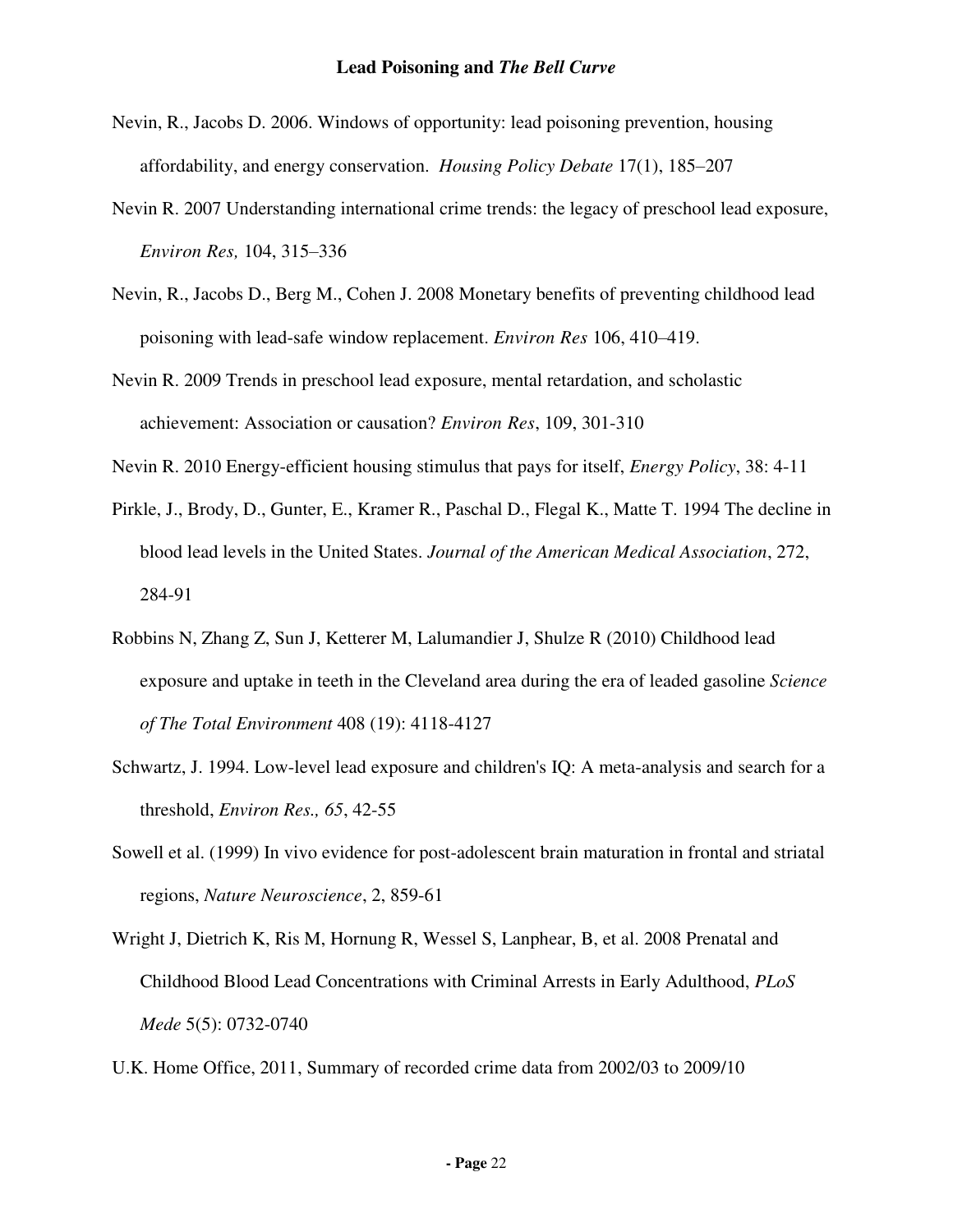Nevin, R., Jacobs D. 2006. Windows of opportunity: lead poisoning prevention, housing affordability, and energy conservation. *Housing Policy Debate* 17(1), 185–207

Nevin R. 2007 Understanding international crime trends: the legacy of preschool lead exposure, *Environ Res,* 104, 315–336

Nevin, R., Jacobs D., Berg M., Cohen J. 2008 Monetary benefits of preventing childhood lead poisoning with lead-safe window replacement. *Environ Res* 106, 410–419.

Nevin R. 2009 Trends in preschool lead exposure, mental retardation, and scholastic achievement: Association or causation? *Environ Res*, 109, 301-310

Nevin R. 2010 Energy-efficient housing stimulus that pays for itself, *Energy Policy*, 38: 4-11

Pirkle, J., Brody, D., Gunter, E., Kramer R., Paschal D., Flegal K., Matte T. 1994 The decline in blood lead levels in the United States. *Journal of the American Medical Association*, 272, 284-91

Robbins N, Zhang Z, Sun J, Ketterer M, Lalumandier J, Shulze R (2010) Childhood lead exposure and uptake in teeth in the Cleveland area during the era of leaded gasoline *Science of The Total Environment* 408 (19): 4118-4127

Schwartz, J. 1994. Low-level lead exposure and children's IQ: A meta-analysis and search for a threshold, *Environ Res., 65*, 42-55

Sowell et al. (1999) In vivo evidence for post-adolescent brain maturation in frontal and striatal regions, *Nature Neuroscience*, 2, 859-61

Wright J, Dietrich K, Ris M, Hornung R, Wessel S, Lanphear, B, et al. 2008 Prenatal and Childhood Blood Lead Concentrations with Criminal Arrests in Early Adulthood, *PLoS Mede* 5(5): 0732-0740

U.K. Home Office, 2011, Summary of recorded crime data from 2002/03 to 2009/10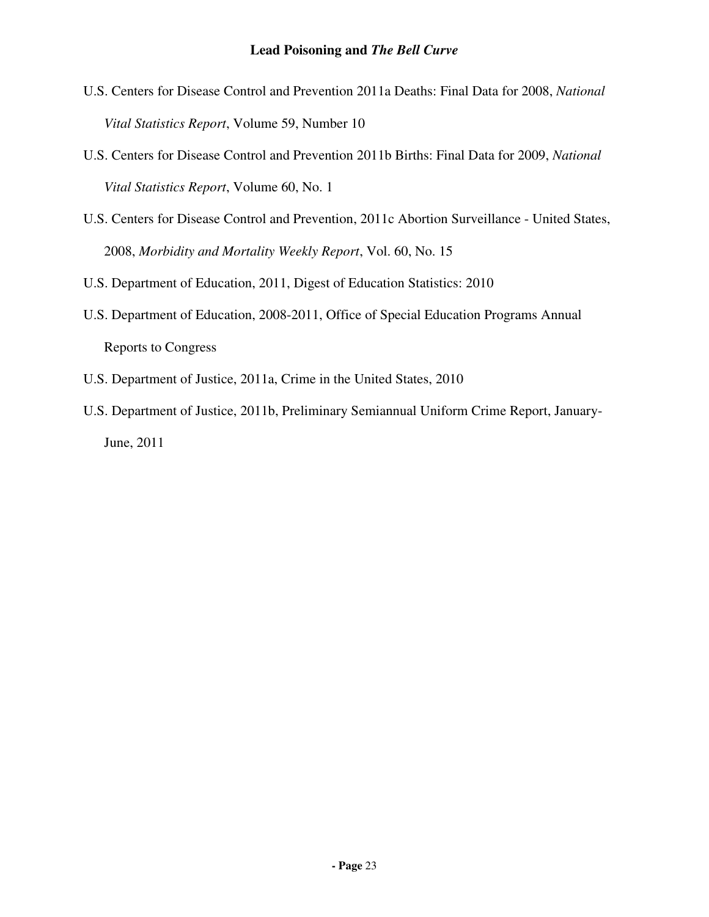U.S. Centers for Disease Control and Prevention 2011a Deaths: Final Data for 2008, *National Vital Statistics Report*, Volume 59, Number 10

U.S. Centers for Disease Control and Prevention 2011b Births: Final Data for 2009, *National Vital Statistics Report*, Volume 60, No. 1

U.S. Centers for Disease Control and Prevention, 2011c Abortion Surveillance - United States, 2008, *Morbidity and Mortality Weekly Report*, Vol. 60, No. 15

U.S. Department of Education, 2011, Digest of Education Statistics: 2010

U.S. Department of Education, 2008-2011, Office of Special Education Programs Annual Reports to Congress

U.S. Department of Justice, 2011a, Crime in the United States, 2010

U.S. Department of Justice, 2011b, Preliminary Semiannual Uniform Crime Report, January-June, 2011